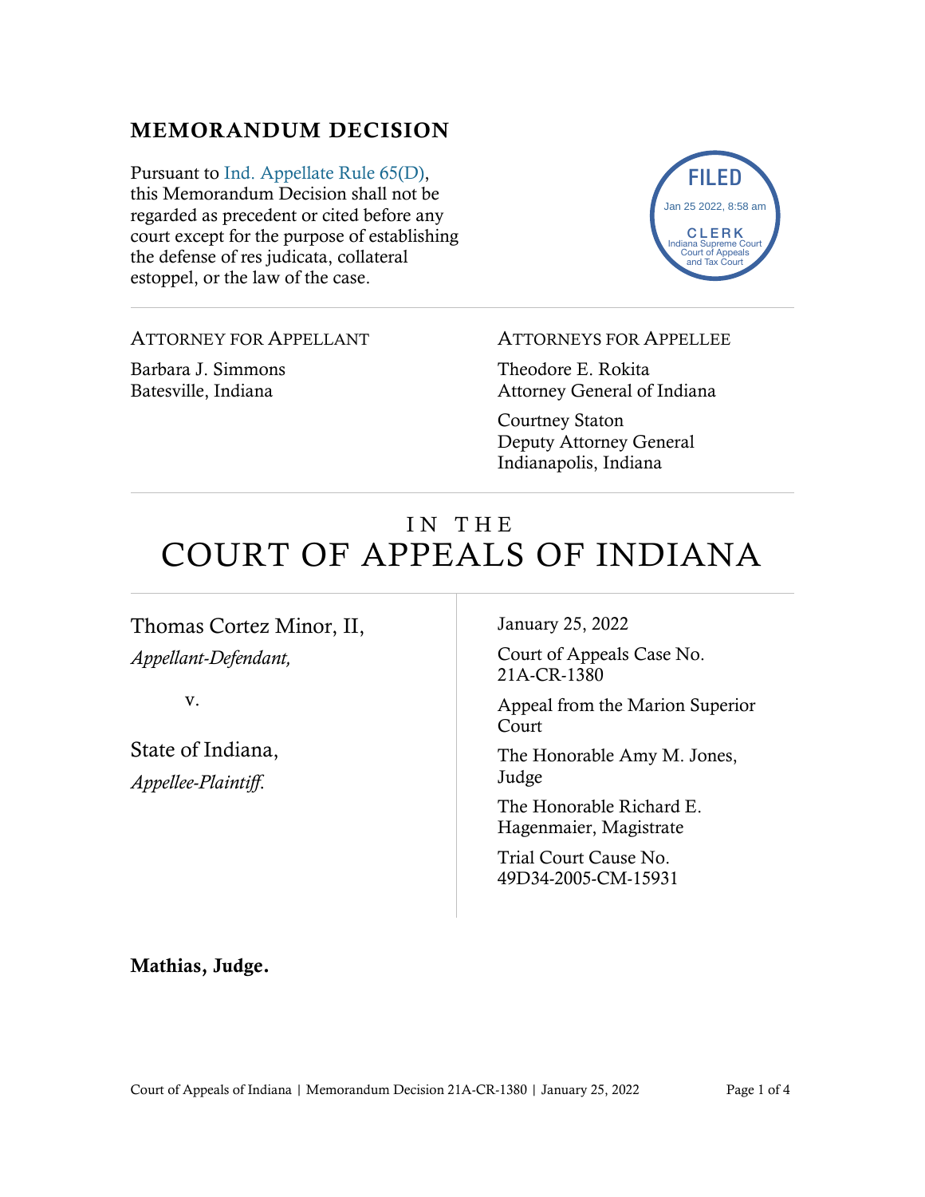## MEMORANDUM DECISION

Pursuant to Ind. Appellate Rule 65(D), this Memorandum Decision shall not be regarded as precedent or cited before any court except for the purpose of establishing the defense of res judicata, collateral estoppel, or the law of the case.

FILED
Jan 25 2022, 8:58 am
CLERK
Indiana Supreme Court
Court of Appeals
and Tax Court

ATTORNEY FOR APPELLANT

Barbara J. Simmons
Batesville, Indiana

ATTORNEYS FOR APPELLEE

Theodore E. Rokita
Attorney General of Indiana

Courtney Staton
Deputy Attorney General
Indianapolis, Indiana

# IN THE COURT OF APPEALS OF INDIANA

Thomas Cortez Minor, II,
*Appellant-Defendant,*

v.

State of Indiana,
*Appellee-Plaintiff.*

January 25, 2022

Court of Appeals Case No. 21A-CR-1380

Appeal from the Marion Superior Court

The Honorable Amy M. Jones, Judge

The Honorable Richard E. Hagenmaier, Magistrate

Trial Court Cause No. 49D34-2005-CM-15931

**Mathias, Judge.**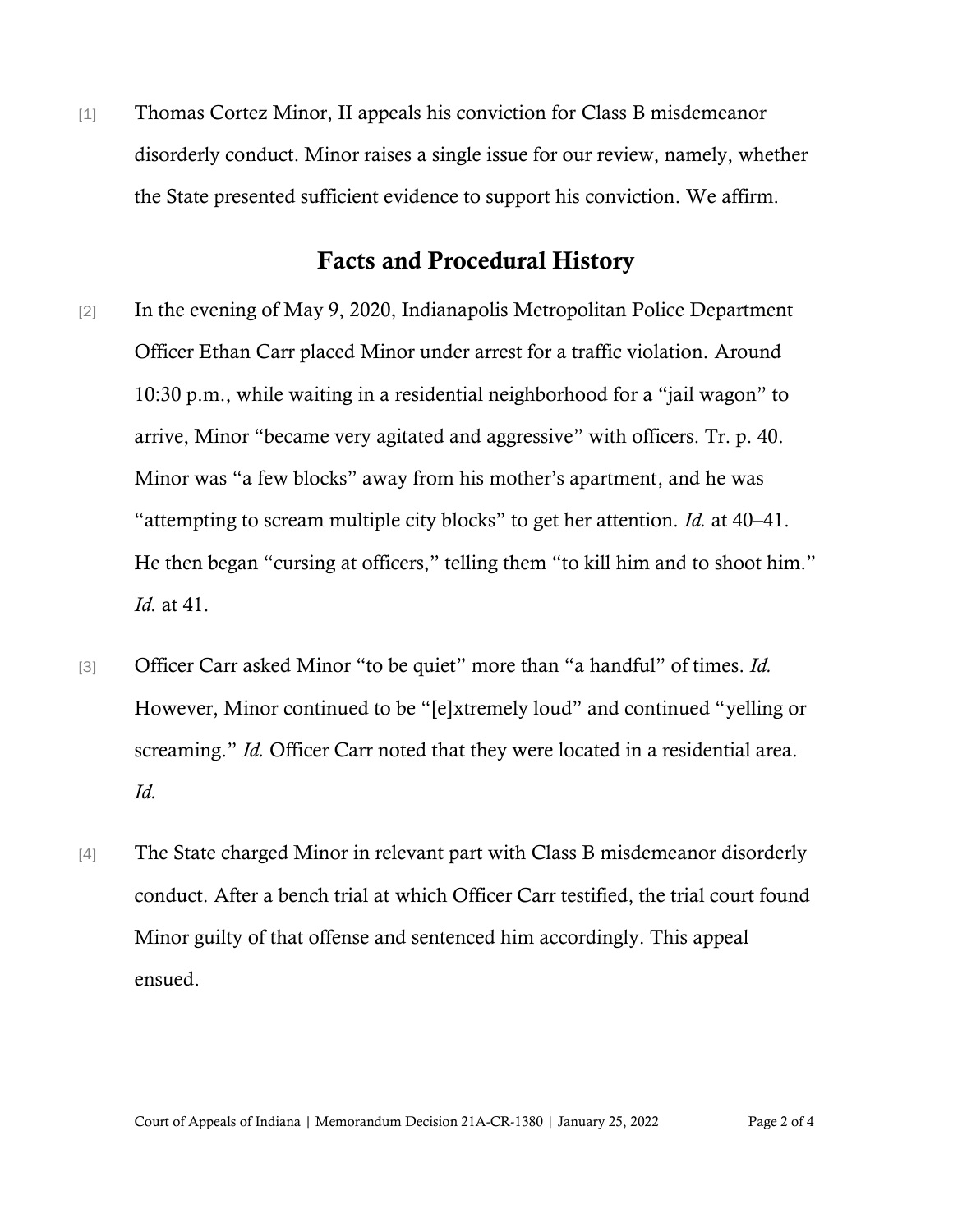[1] Thomas Cortez Minor, II appeals his conviction for Class B misdemeanor disorderly conduct. Minor raises a single issue for our review, namely, whether the State presented sufficient evidence to support his conviction. We affirm.

## Facts and Procedural History

[2] In the evening of May 9, 2020, Indianapolis Metropolitan Police Department Officer Ethan Carr placed Minor under arrest for a traffic violation. Around 10:30 p.m., while waiting in a residential neighborhood for a "jail wagon" to arrive, Minor "became very agitated and aggressive" with officers. Tr. p. 40. Minor was "a few blocks" away from his mother's apartment, and he was "attempting to scream multiple city blocks" to get her attention. *Id.* at 40–41. He then began "cursing at officers," telling them "to kill him and to shoot him." *Id.* at 41.

[3] Officer Carr asked Minor "to be quiet" more than "a handful" of times. *Id.* However, Minor continued to be "[e]xtremely loud" and continued "yelling or screaming." *Id.* Officer Carr noted that they were located in a residential area. *Id.*

[4] The State charged Minor in relevant part with Class B misdemeanor disorderly conduct. After a bench trial at which Officer Carr testified, the trial court found Minor guilty of that offense and sentenced him accordingly. This appeal ensued.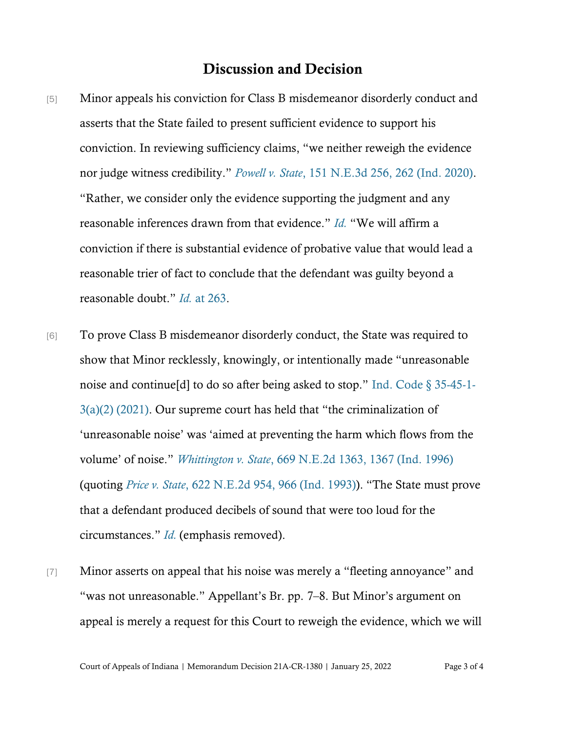## Discussion and Decision

[5] Minor appeals his conviction for Class B misdemeanor disorderly conduct and asserts that the State failed to present sufficient evidence to support his conviction. In reviewing sufficiency claims, "we neither reweigh the evidence nor judge witness credibility." *Powell v. State*, 151 N.E.3d 256, 262 (Ind. 2020). "Rather, we consider only the evidence supporting the judgment and any reasonable inferences drawn from that evidence." *Id.* "We will affirm a conviction if there is substantial evidence of probative value that would lead a reasonable trier of fact to conclude that the defendant was guilty beyond a reasonable doubt." *Id.* at 263.

[6] To prove Class B misdemeanor disorderly conduct, the State was required to show that Minor recklessly, knowingly, or intentionally made "unreasonable noise and continue[d] to do so after being asked to stop." Ind. Code § 35-45-1-3(a)(2) (2021). Our supreme court has held that "the criminalization of 'unreasonable noise' was 'aimed at preventing the harm which flows from the volume' of noise." *Whittington v. State*, 669 N.E.2d 1363, 1367 (Ind. 1996) (quoting *Price v. State*, 622 N.E.2d 954, 966 (Ind. 1993)). "The State must prove that a defendant produced decibels of sound that were too loud for the circumstances." *Id.* (emphasis removed).

[7] Minor asserts on appeal that his noise was merely a "fleeting annoyance" and "was not unreasonable." Appellant's Br. pp. 7–8. But Minor's argument on appeal is merely a request for this Court to reweigh the evidence, which we will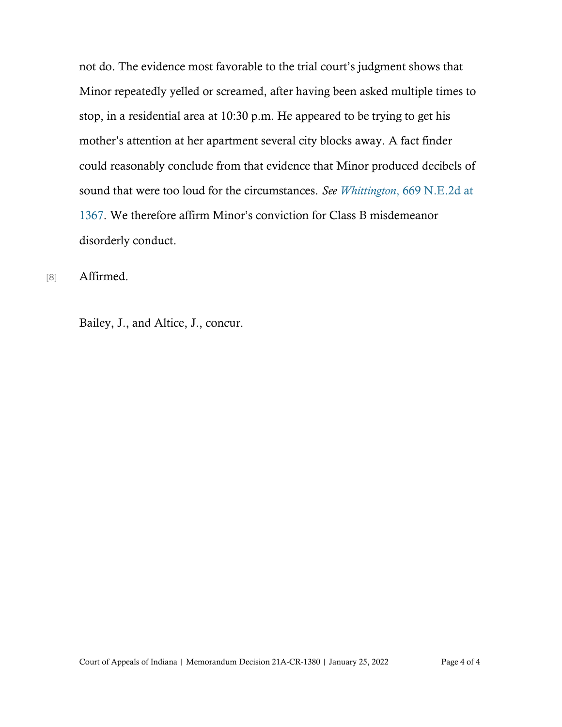not do. The evidence most favorable to the trial court's judgment shows that Minor repeatedly yelled or screamed, after having been asked multiple times to stop, in a residential area at 10:30 p.m. He appeared to be trying to get his mother's attention at her apartment several city blocks away. A fact finder could reasonably conclude from that evidence that Minor produced decibels of sound that were too loud for the circumstances. *See Whittington*, 669 N.E.2d at 1367. We therefore affirm Minor's conviction for Class B misdemeanor disorderly conduct.

[8] Affirmed.

Bailey, J., and Altice, J., concur.